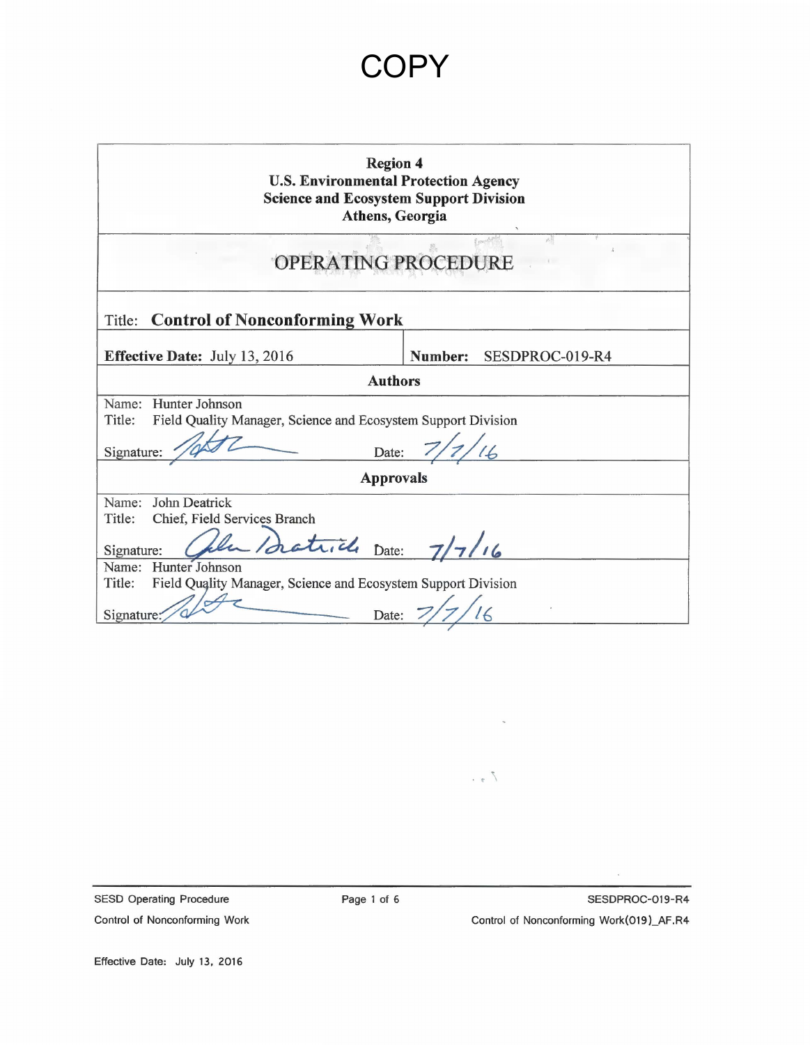# COPY

**Region 4**
**U.S. Environmental Protection Agency**
**Science and Ecosystem Support Division**
**Athens, Georgia**

## OPERATING PROCEDURE

Title: **Control of Nonconforming Work**

| **Effective Date:** July 13, 2016 | **Number:** SESDPROC-019-R4 |
|---|---|

**Authors**

Name: Hunter Johnson
Title: Field Quality Manager, Science and Ecosystem Support Division

Signature: [signature] Date: 7/7/16

**Approvals**

Name: John Deatrick
Title: Chief, Field Services Branch

Signature: [signature] Date: 7/7/16

Name: Hunter Johnson
Title: Field Quality Manager, Science and Ecosystem Support Division

Signature: [signature] Date: 7/7/16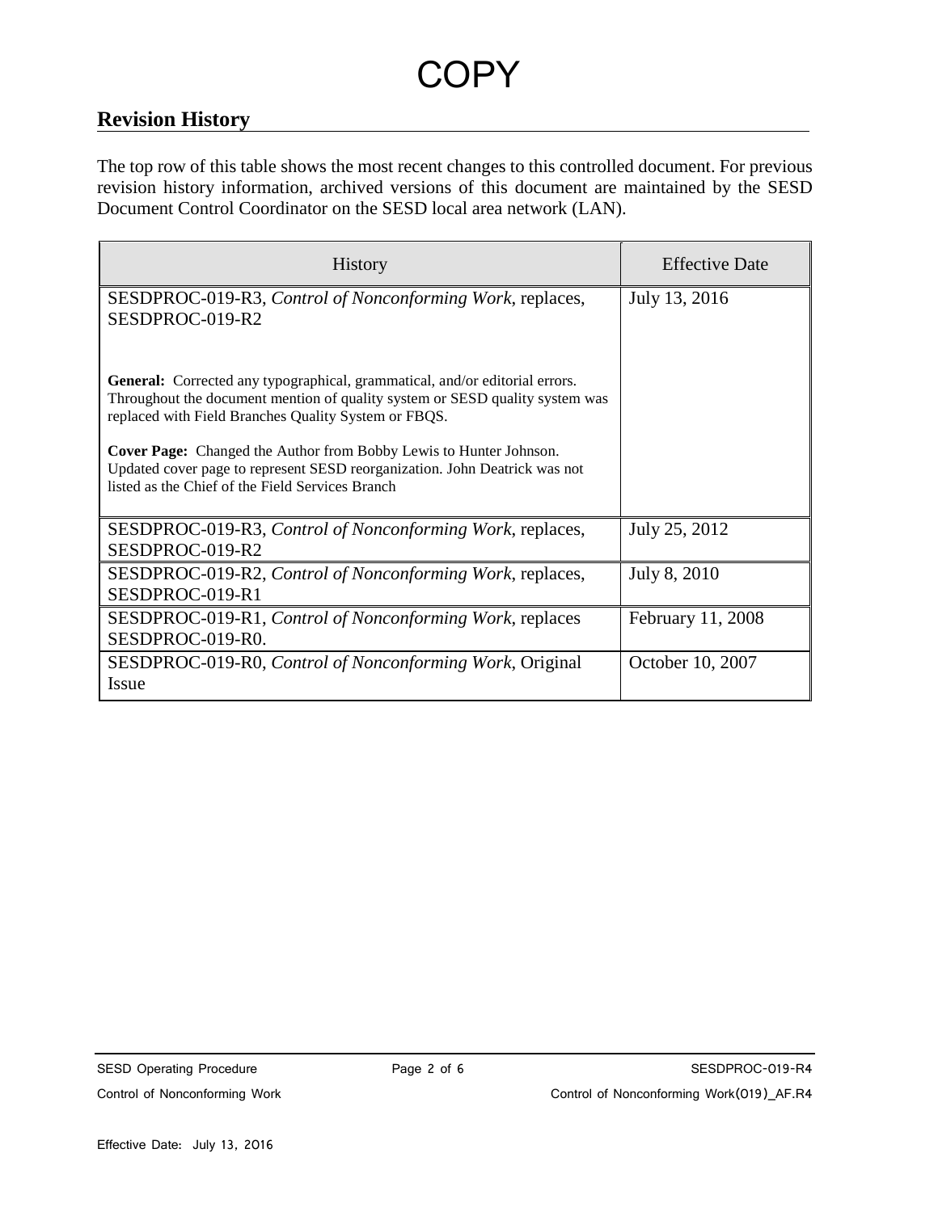# COPY

## Revision History

The top row of this table shows the most recent changes to this controlled document. For previous revision history information, archived versions of this document are maintained by the SESD Document Control Coordinator on the SESD local area network (LAN).

| History | Effective Date |
|---|---|
| SESDPROC-019-R3, *Control of Nonconforming Work*, replaces, SESDPROC-019-R2<br><br>**General:** Corrected any typographical, grammatical, and/or editorial errors. Throughout the document mention of quality system or SESD quality system was replaced with Field Branches Quality System or FBQS.<br><br>**Cover Page:** Changed the Author from Bobby Lewis to Hunter Johnson. Updated cover page to represent SESD reorganization. John Deatrick was not listed as the Chief of the Field Services Branch | July 13, 2016 |
| SESDPROC-019-R3, *Control of Nonconforming Work*, replaces, SESDPROC-019-R2 | July 25, 2012 |
| SESDPROC-019-R2, *Control of Nonconforming Work*, replaces, SESDPROC-019-R1 | July 8, 2010 |
| SESDPROC-019-R1, *Control of Nonconforming Work*, replaces SESDPROC-019-R0. | February 11, 2008 |
| SESDPROC-019-R0, *Control of Nonconforming Work*, Original Issue | October 10, 2007 |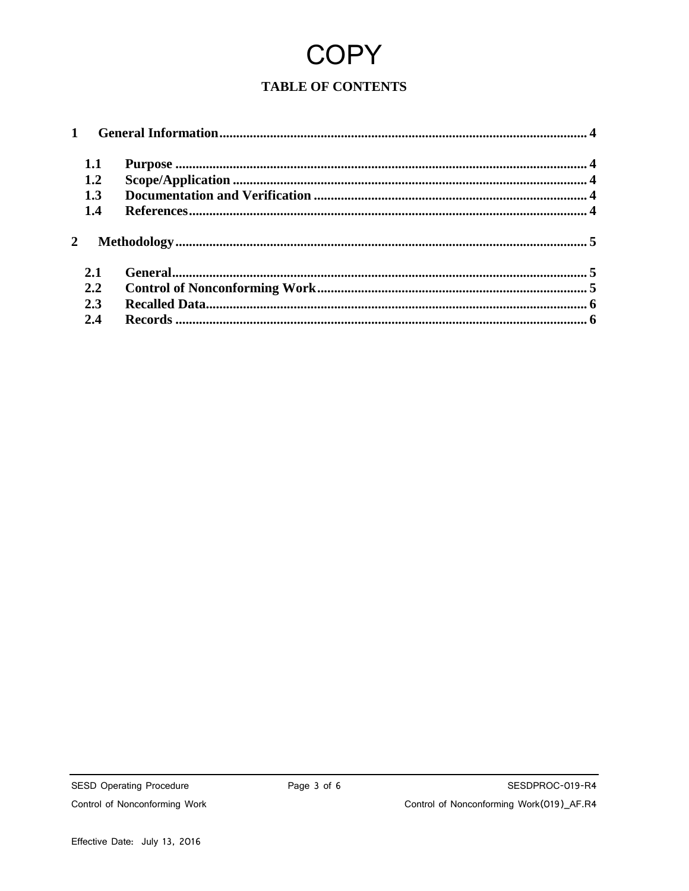# COPY

## TABLE OF CONTENTS

1 General Information.............................................................................................................. 4

- 1.1 Purpose ........................................................................................................................ 4
- 1.2 Scope/Application ....................................................................................................... 4
- 1.3 Documentation and Verification ................................................................................ 4
- 1.4 References.................................................................................................................... 4

2 Methodology......................................................................................................................... 5

- 2.1 General......................................................................................................................... 5
- 2.2 Control of Nonconforming Work............................................................................... 5
- 2.3 Recalled Data................................................................................................................ 6
- 2.4 Records ........................................................................................................................ 6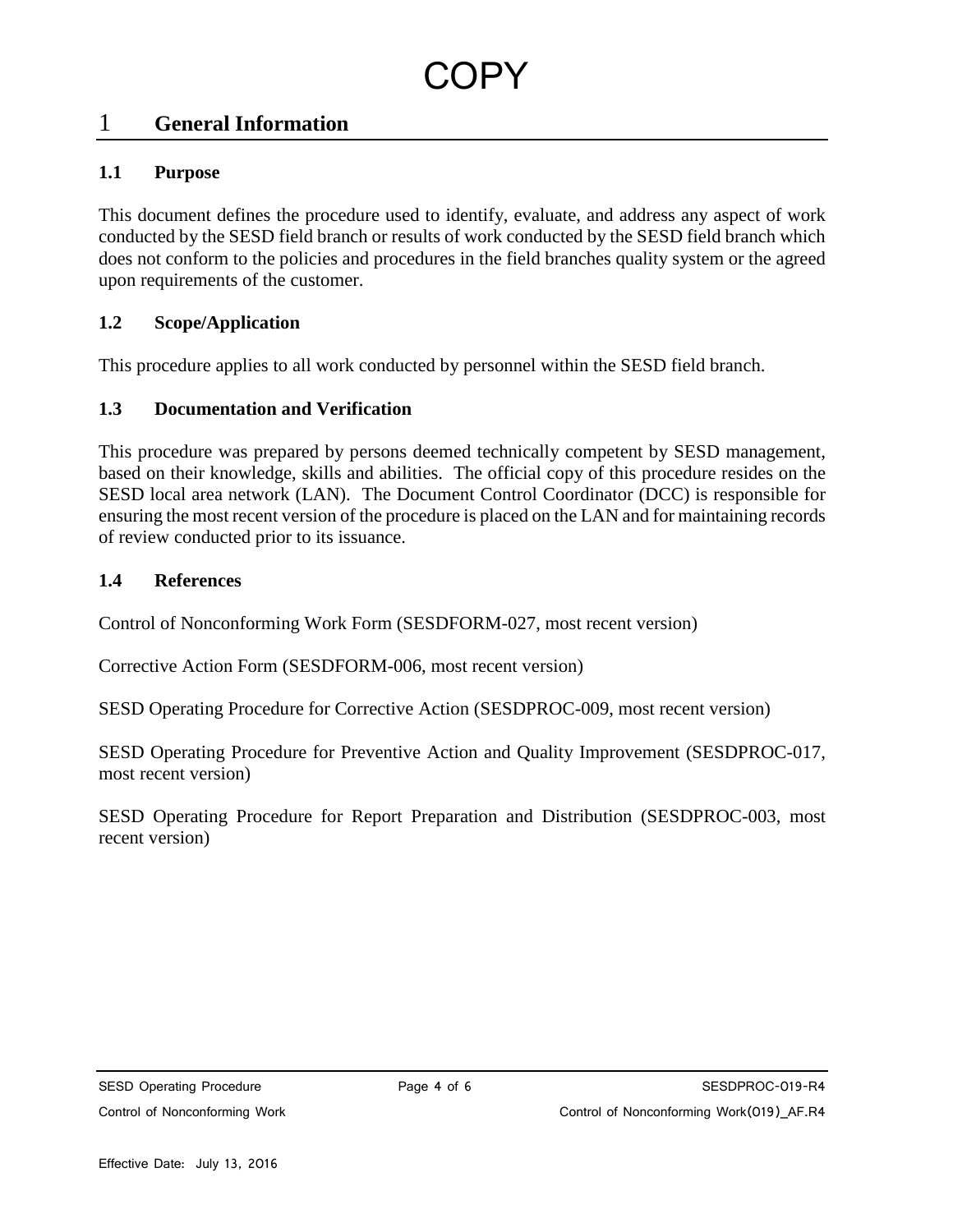COPY

# 1 General Information

## 1.1 Purpose

This document defines the procedure used to identify, evaluate, and address any aspect of work conducted by the SESD field branch or results of work conducted by the SESD field branch which does not conform to the policies and procedures in the field branches quality system or the agreed upon requirements of the customer.

## 1.2 Scope/Application

This procedure applies to all work conducted by personnel within the SESD field branch.

## 1.3 Documentation and Verification

This procedure was prepared by persons deemed technically competent by SESD management, based on their knowledge, skills and abilities. The official copy of this procedure resides on the SESD local area network (LAN). The Document Control Coordinator (DCC) is responsible for ensuring the most recent version of the procedure is placed on the LAN and for maintaining records of review conducted prior to its issuance.

## 1.4 References

Control of Nonconforming Work Form (SESDFORM-027, most recent version)

Corrective Action Form (SESDFORM-006, most recent version)

SESD Operating Procedure for Corrective Action (SESDPROC-009, most recent version)

SESD Operating Procedure for Preventive Action and Quality Improvement (SESDPROC-017, most recent version)

SESD Operating Procedure for Report Preparation and Distribution (SESDPROC-003, most recent version)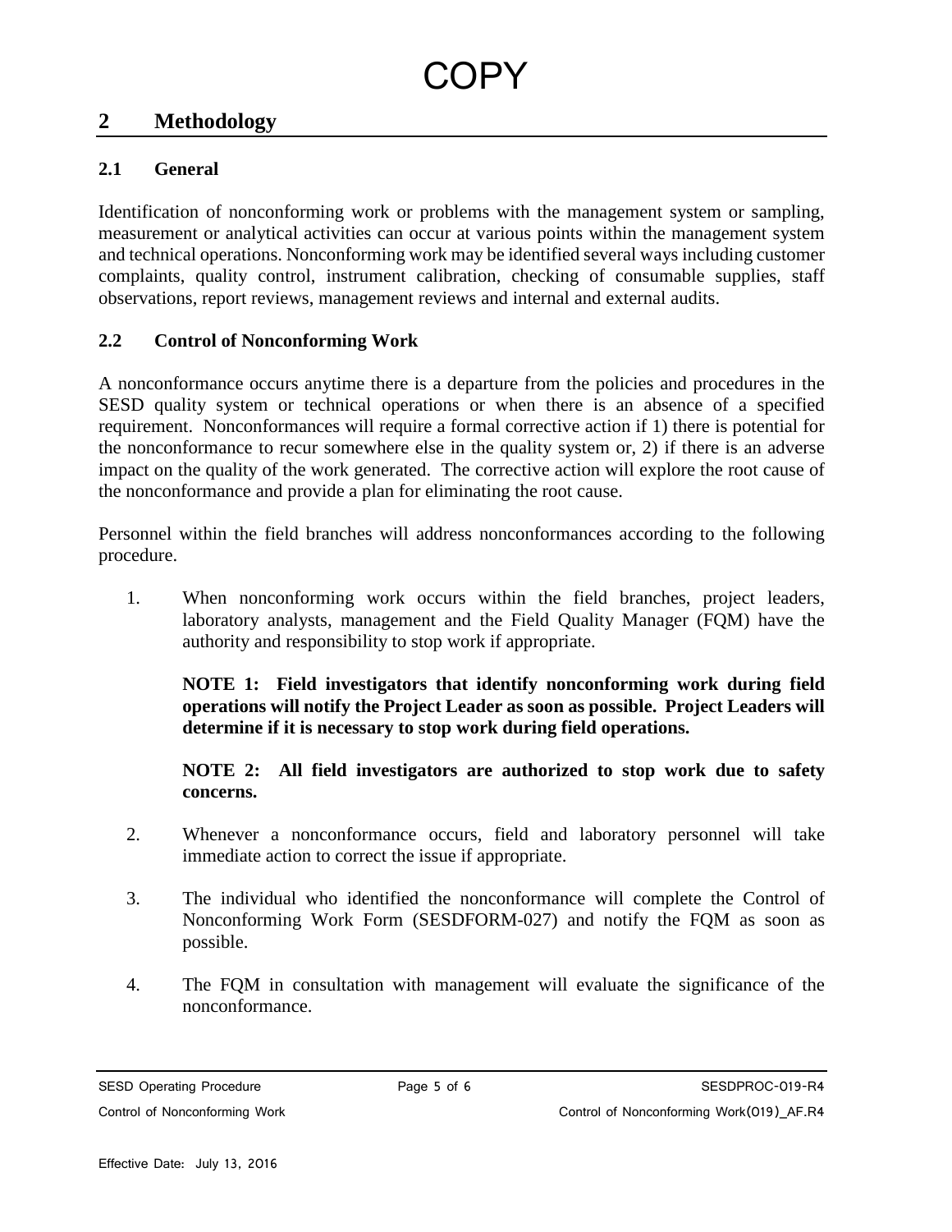COPY

## 2 Methodology

### 2.1 General

Identification of nonconforming work or problems with the management system or sampling, measurement or analytical activities can occur at various points within the management system and technical operations. Nonconforming work may be identified several ways including customer complaints, quality control, instrument calibration, checking of consumable supplies, staff observations, report reviews, management reviews and internal and external audits.

### 2.2 Control of Nonconforming Work

A nonconformance occurs anytime there is a departure from the policies and procedures in the SESD quality system or technical operations or when there is an absence of a specified requirement. Nonconformances will require a formal corrective action if 1) there is potential for the nonconformance to recur somewhere else in the quality system or, 2) if there is an adverse impact on the quality of the work generated. The corrective action will explore the root cause of the nonconformance and provide a plan for eliminating the root cause.

Personnel within the field branches will address nonconformances according to the following procedure.

1. When nonconforming work occurs within the field branches, project leaders, laboratory analysts, management and the Field Quality Manager (FQM) have the authority and responsibility to stop work if appropriate.

   **NOTE 1: Field investigators that identify nonconforming work during field operations will notify the Project Leader as soon as possible. Project Leaders will determine if it is necessary to stop work during field operations.**

   **NOTE 2: All field investigators are authorized to stop work due to safety concerns.**

2. Whenever a nonconformance occurs, field and laboratory personnel will take immediate action to correct the issue if appropriate.

3. The individual who identified the nonconformance will complete the Control of Nonconforming Work Form (SESDFORM-027) and notify the FQM as soon as possible.

4. The FQM in consultation with management will evaluate the significance of the nonconformance.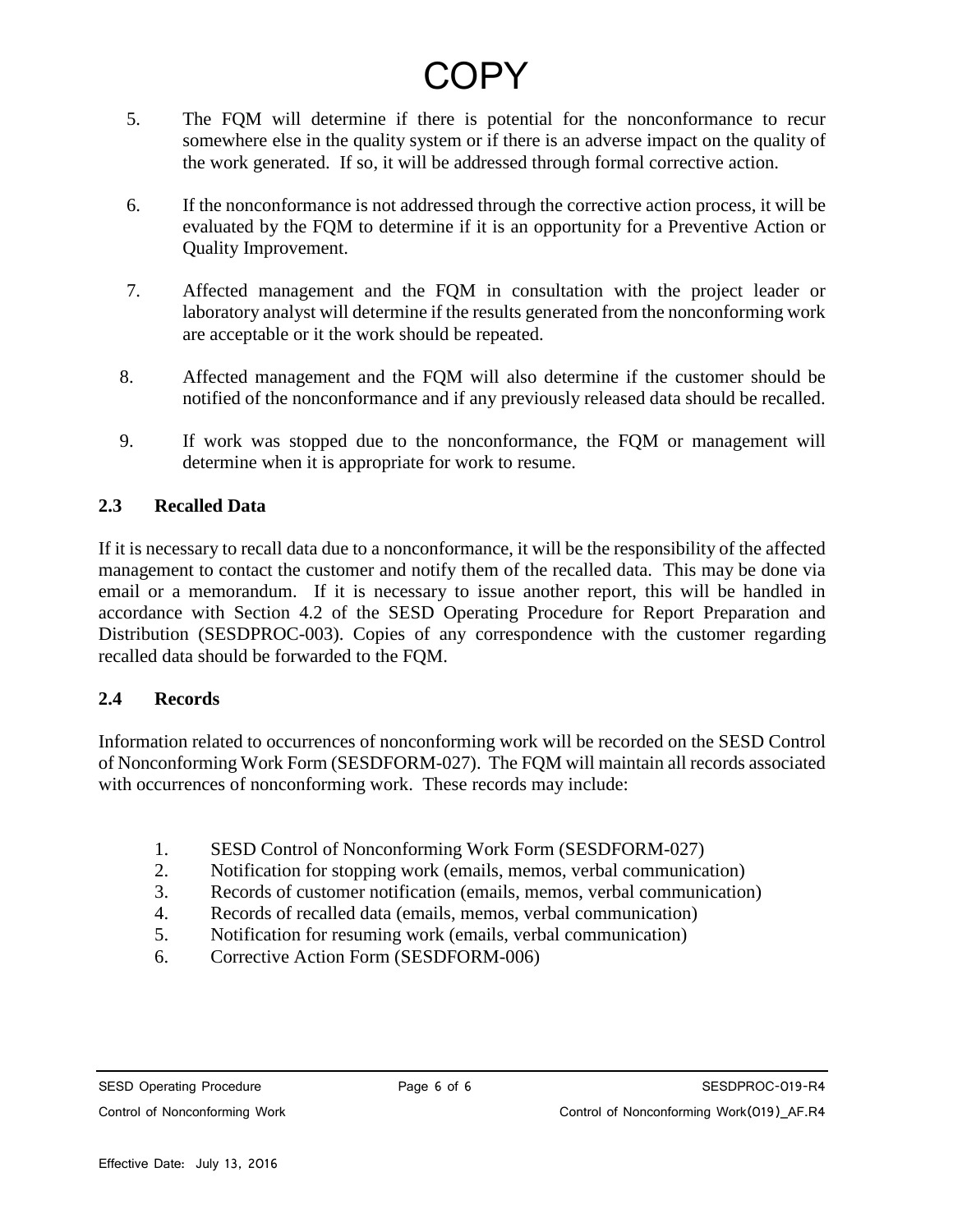5. The FQM will determine if there is potential for the nonconformance to recur somewhere else in the quality system or if there is an adverse impact on the quality of the work generated. If so, it will be addressed through formal corrective action.

6. If the nonconformance is not addressed through the corrective action process, it will be evaluated by the FQM to determine if it is an opportunity for a Preventive Action or Quality Improvement.

7. Affected management and the FQM in consultation with the project leader or laboratory analyst will determine if the results generated from the nonconforming work are acceptable or it the work should be repeated.

8. Affected management and the FQM will also determine if the customer should be notified of the nonconformance and if any previously released data should be recalled.

9. If work was stopped due to the nonconformance, the FQM or management will determine when it is appropriate for work to resume.

### 2.3 Recalled Data

If it is necessary to recall data due to a nonconformance, it will be the responsibility of the affected management to contact the customer and notify them of the recalled data. This may be done via email or a memorandum. If it is necessary to issue another report, this will be handled in accordance with Section 4.2 of the SESD Operating Procedure for Report Preparation and Distribution (SESDPROC-003). Copies of any correspondence with the customer regarding recalled data should be forwarded to the FQM.

### 2.4 Records

Information related to occurrences of nonconforming work will be recorded on the SESD Control of Nonconforming Work Form (SESDFORM-027). The FQM will maintain all records associated with occurrences of nonconforming work. These records may include:

1. SESD Control of Nonconforming Work Form (SESDFORM-027)
2. Notification for stopping work (emails, memos, verbal communication)
3. Records of customer notification (emails, memos, verbal communication)
4. Records of recalled data (emails, memos, verbal communication)
5. Notification for resuming work (emails, verbal communication)
6. Corrective Action Form (SESDFORM-006)